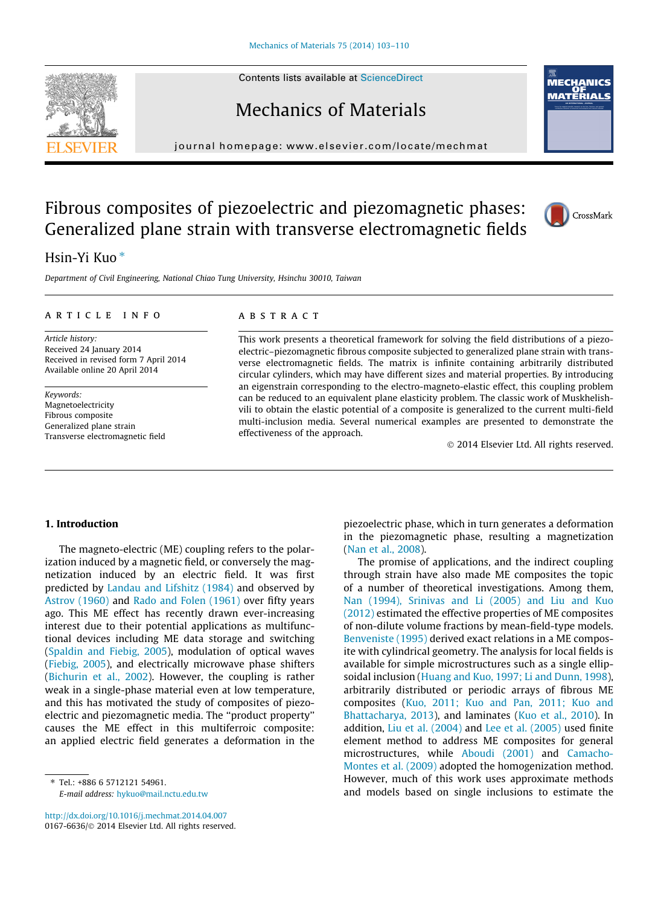# Fibrous composites of piezoelectric and piezomagnetic phases: Generalized plane strain with transverse electromagnetic fields

Hsin-Yi Kuo *

Department of Civil Engineering, National Chiao Tung University, Hsinchu 30010, Taiwan

**ARTICLE INFO**

*Article history:*
Received 24 January 2014
Received in revised form 7 April 2014
Available online 20 April 2014

*Keywords:*
Magnetoelectricity
Fibrous composite
Generalized plane strain
Transverse electromagnetic field

**ABSTRACT**

This work presents a theoretical framework for solving the field distributions of a piezoelectric–piezomagnetic fibrous composite subjected to generalized plane strain with transverse electromagnetic fields. The matrix is infinite containing arbitrarily distributed circular cylinders, which may have different sizes and material properties. By introducing an eigenstrain corresponding to the electro-magneto-elastic effect, this coupling problem can be reduced to an equivalent plane elasticity problem. The classic work of Muskhelishvili to obtain the elastic potential of a composite is generalized to the current multi-field multi-inclusion media. Several numerical examples are presented to demonstrate the effectiveness of the approach.

© 2014 Elsevier Ltd. All rights reserved.

## 1. Introduction

The magneto-electric (ME) coupling refers to the polarization induced by a magnetic field, or conversely the magnetization induced by an electric field. It was first predicted by Landau and Lifshitz (1984) and observed by Astrov (1960) and Rado and Folen (1961) over fifty years ago. This ME effect has recently drawn ever-increasing interest due to their potential applications as multifunctional devices including ME data storage and switching (Spaldin and Fiebig, 2005), modulation of optical waves (Fiebig, 2005), and electrically microwave phase shifters (Bichurin et al., 2002). However, the coupling is rather weak in a single-phase material even at low temperature, and this has motivated the study of composites of piezoelectric and piezomagnetic media. The "product property" causes the ME effect in this multiferroic composite: an applied electric field generates a deformation in the piezoelectric phase, which in turn generates a deformation in the piezomagnetic phase, resulting a magnetization (Nan et al., 2008).

The promise of applications, and the indirect coupling through strain have also made ME composites the topic of a number of theoretical investigations. Among them, Nan (1994), Srinivas and Li (2005) and Liu and Kuo (2012) estimated the effective properties of ME composites of non-dilute volume fractions by mean-field-type models. Benveniste (1995) derived exact relations in a ME composite with cylindrical geometry. The analysis for local fields is available for simple microstructures such as a single ellipsoidal inclusion (Huang and Kuo, 1997; Li and Dunn, 1998), arbitrarily distributed or periodic arrays of fibrous ME composites (Kuo, 2011; Kuo and Pan, 2011; Kuo and Bhattacharya, 2013), and laminates (Kuo et al., 2010). In addition, Liu et al. (2004) and Lee et al. (2005) used finite element method to address ME composites for general microstructures, while Aboudi (2001) and Camacho-Montes et al. (2009) adopted the homogenization method. However, much of this work uses approximate methods and models based on single inclusions to estimate the

* Tel.: +886 6 5712121 54961.
E-mail address: hykuo@mail.nctu.edu.tw

http://dx.doi.org/10.1016/j.mechmat.2014.04.007
0167-6636/© 2014 Elsevier Ltd. All rights reserved.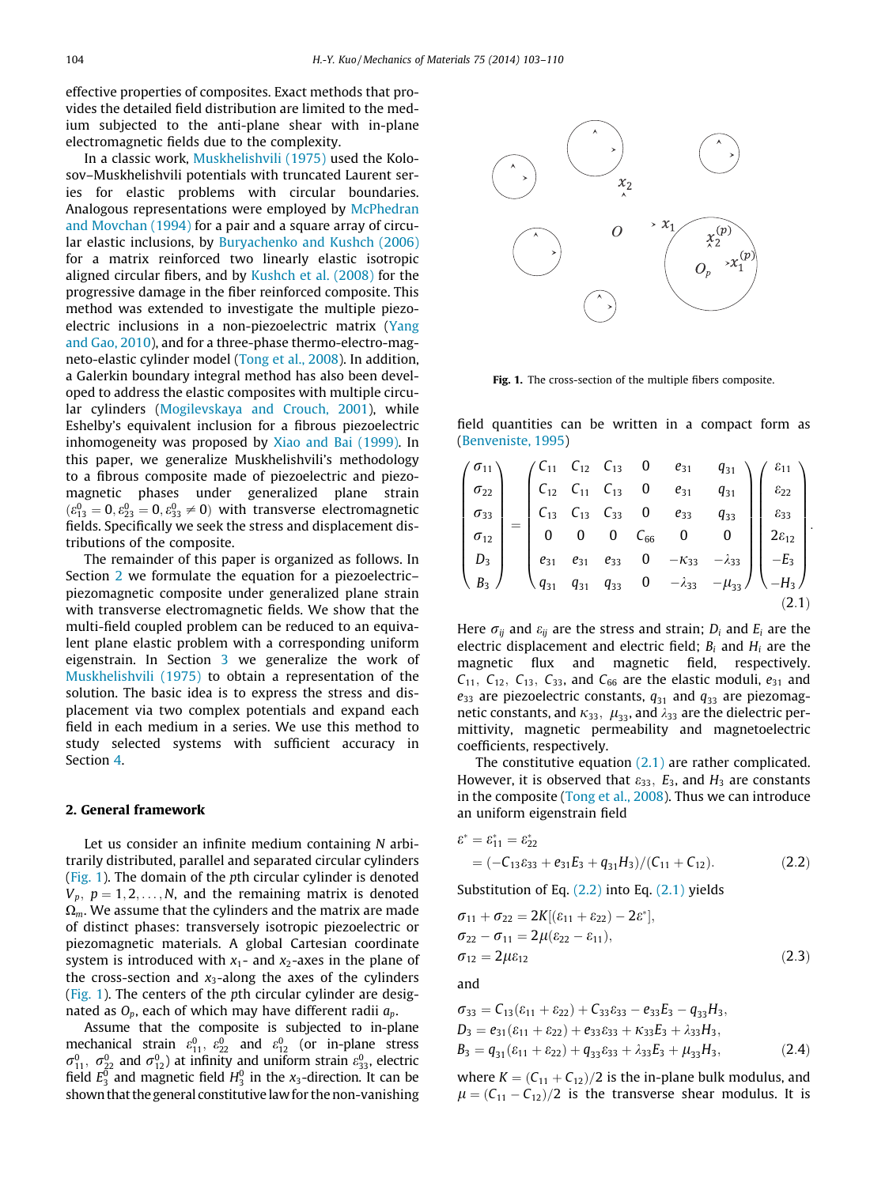effective properties of composites. Exact methods that provides the detailed field distribution are limited to the medium subjected to the anti-plane shear with in-plane electromagnetic fields due to the complexity.

In a classic work, Muskhelishvili (1975) used the Kolosov–Muskhelishvili potentials with truncated Laurent series for elastic problems with circular boundaries. Analogous representations were employed by McPhedran and Movchan (1994) for a pair and a square array of circular elastic inclusions, by Buryachenko and Kushch (2006) for a matrix reinforced two linearly elastic isotropic aligned circular fibers, and by Kushch et al. (2008) for the progressive damage in the fiber reinforced composite. This method was extended to investigate the multiple piezoelectric inclusions in a non-piezoelectric matrix (Yang and Gao, 2010), and for a three-phase thermo-electro-magneto-elastic cylinder model (Tong et al., 2008). In addition, a Galerkin boundary integral method has also been developed to address the elastic composites with multiple circular cylinders (Mogilevskaya and Crouch, 2001), while Eshelby's equivalent inclusion for a fibrous piezoelectric inhomogeneity was proposed by Xiao and Bai (1999). In this paper, we generalize Muskhelishvili's methodology to a fibrous composite made of piezoelectric and piezomagnetic phases under generalized plane strain ($\varepsilon^0_{13}=0, \varepsilon^0_{23}=0, \varepsilon^0_{33}\neq 0$) with transverse electromagnetic fields. Specifically we seek the stress and displacement distributions of the composite.

The remainder of this paper is organized as follows. In Section 2 we formulate the equation for a piezoelectric–piezomagnetic composite under generalized plane strain with transverse electromagnetic fields. We show that the multi-field coupled problem can be reduced to an equivalent plane elastic problem with a corresponding uniform eigenstrain. In Section 3 we generalize the work of Muskhelishvili (1975) to obtain a representation of the solution. The basic idea is to express the stress and displacement via two complex potentials and expand each field in each medium in a series. We use this method to study selected systems with sufficient accuracy in Section 4.

## 2. General framework

Let us consider an infinite medium containing $N$ arbitrarily distributed, parallel and separated circular cylinders (Fig. 1). The domain of the $p$th circular cylinder is denoted $V_p$, $p=1,2,\ldots,N$, and the remaining matrix is denoted $\Omega_m$. We assume that the cylinders and the matrix are made of distinct phases: transversely isotropic piezoelectric or piezomagnetic materials. A global Cartesian coordinate system is introduced with $x_1$- and $x_2$-axes in the plane of the cross-section and $x_3$-along the axes of the cylinders (Fig. 1). The centers of the $p$th circular cylinder are designated as $O_p$, each of which may have different radii $a_p$.

Assume that the composite is subjected to in-plane mechanical strain $\varepsilon^0_{11}$, $\varepsilon^0_{22}$ and $\varepsilon^0_{12}$ (or in-plane stress $\sigma^0_{11}$, $\sigma^0_{22}$ and $\sigma^0_{12}$) at infinity and uniform strain $\varepsilon^0_{33}$, electric field $E^0_3$ and magnetic field $H^0_3$ in the $x_3$-direction. It can be shown that the general constitutive law for the non-vanishing field quantities can be written in a compact form as (Benveniste, 1995)

**Fig. 1.** The cross-section of the multiple fibers composite.

$$
\begin{pmatrix} \sigma_{11} \\ \sigma_{22} \\ \sigma_{33} \\ \sigma_{12} \\ D_3 \\ B_3 \end{pmatrix} = \begin{pmatrix} C_{11} & C_{12} & C_{13} & 0 & e_{31} & q_{31} \\ C_{12} & C_{11} & C_{13} & 0 & e_{31} & q_{31} \\ C_{13} & C_{13} & C_{33} & 0 & e_{33} & q_{33} \\ 0 & 0 & 0 & C_{66} & 0 & 0 \\ e_{31} & e_{31} & e_{33} & 0 & -\kappa_{33} & -\lambda_{33} \\ q_{31} & q_{31} & q_{33} & 0 & -\lambda_{33} & -\mu_{33} \end{pmatrix} \begin{pmatrix} \varepsilon_{11} \\ \varepsilon_{22} \\ \varepsilon_{33} \\ 2\varepsilon_{12} \\ -E_3 \\ -H_3 \end{pmatrix}. \tag{2.1}
$$

Here $\sigma_{ij}$ and $\varepsilon_{ij}$ are the stress and strain; $D_i$ and $E_i$ are the electric displacement and electric field; $B_i$ and $H_i$ are the magnetic flux and magnetic field, respectively. $C_{11}$, $C_{12}$, $C_{13}$, $C_{33}$, and $C_{66}$ are the elastic moduli, $e_{31}$ and $e_{33}$ are piezoelectric constants, $q_{31}$ and $q_{33}$ are piezomagnetic constants, and $\kappa_{33}$, $\mu_{33}$, and $\lambda_{33}$ are the dielectric permittivity, magnetic permeability and magnetoelectric coefficients, respectively.

The constitutive equation (2.1) are rather complicated. However, it is observed that $\varepsilon_{33}$, $E_3$, and $H_3$ are constants in the composite (Tong et al., 2008). Thus we can introduce an uniform eigenstrain field

$$
\begin{aligned}
\varepsilon^* &= \varepsilon^*_{11} = \varepsilon^*_{22} \\
&= (-C_{13}\varepsilon_{33} + e_{31}E_3 + q_{31}H_3)/(C_{11}+C_{12}).
\end{aligned} \tag{2.2}
$$

Substitution of Eq. (2.2) into Eq. (2.1) yields

$$
\begin{aligned}
\sigma_{11}+\sigma_{22} &= 2K[(\varepsilon_{11}+\varepsilon_{22})-2\varepsilon^*], \\
\sigma_{22}-\sigma_{11} &= 2\mu(\varepsilon_{22}-\varepsilon_{11}), \\
\sigma_{12} &= 2\mu\varepsilon_{12}
\end{aligned} \tag{2.3}
$$

and

$$
\begin{aligned}
\sigma_{33} &= C_{13}(\varepsilon_{11}+\varepsilon_{22}) + C_{33}\varepsilon_{33} - e_{33}E_3 - q_{33}H_3, \\
D_3 &= e_{31}(\varepsilon_{11}+\varepsilon_{22}) + e_{33}\varepsilon_{33} + \kappa_{33}E_3 + \lambda_{33}H_3, \\
B_3 &= q_{31}(\varepsilon_{11}+\varepsilon_{22}) + q_{33}\varepsilon_{33} + \lambda_{33}E_3 + \mu_{33}H_3,
\end{aligned} \tag{2.4}
$$

where $K=(C_{11}+C_{12})/2$ is the in-plane bulk modulus, and $\mu=(C_{11}-C_{12})/2$ is the transverse shear modulus. It is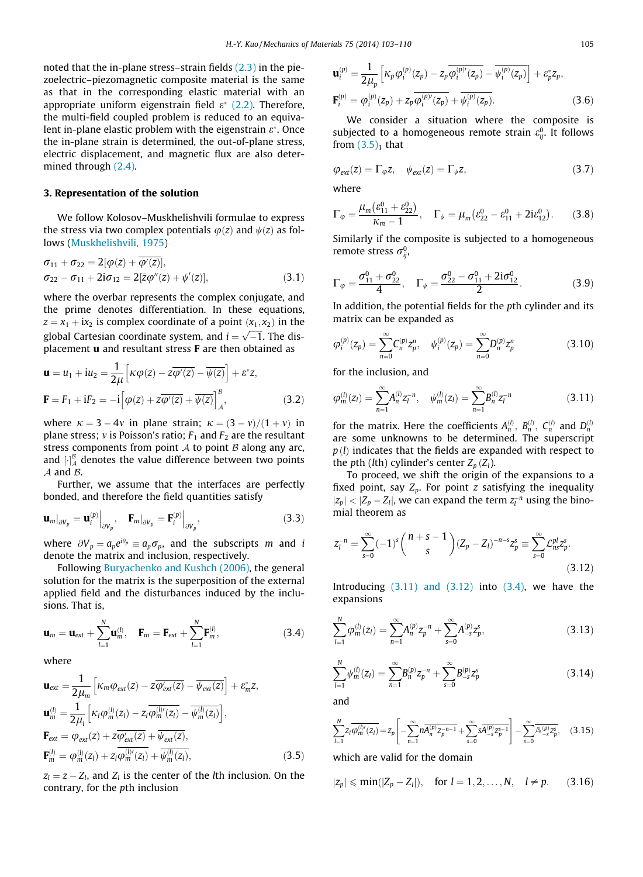noted that the in-plane stress–strain fields (2.3) in the piezoelectric–piezomagnetic composite material is the same as that in the corresponding elastic material with an appropriate uniform eigenstrain field $\varepsilon^*$ (2.2). Therefore, the multi-field coupled problem is reduced to an equivalent in-plane elastic problem with the eigenstrain $\varepsilon^*$. Once the in-plane strain is determined, the out-of-plane stress, electric displacement, and magnetic flux are also determined through (2.4).

## 3. Representation of the solution

We follow Kolosov–Muskhelishvili formulae to express the stress via two complex potentials $\varphi(z)$ and $\psi(z)$ as follows (Muskhelishvili, 1975)

$$\sigma_{11}+\sigma_{22}=2[\varphi(z)+\overline{\varphi'(z)}],$$
$$\sigma_{22}-\sigma_{11}+2i\sigma_{12}=2[\bar{z}\varphi''(z)+\psi'(z)], \tag{3.1}$$

where the overbar represents the complex conjugate, and the prime denotes differentiation. In these equations, $z=x_1+ix_2$ is complex coordinate of a point $(x_1,x_2)$ in the global Cartesian coordinate system, and $i=\sqrt{-1}$. The displacement $\mathbf{u}$ and resultant stress $\mathbf{F}$ are then obtained as

$$\mathbf{u}=u_1+iu_2=\frac{1}{2\mu}\left[\kappa\varphi(z)-z\overline{\varphi'(z)}-\overline{\psi(z)}\right]+\varepsilon^*z,$$
$$\mathbf{F}=F_1+iF_2=-i\left[\varphi(z)+z\overline{\varphi'(z)}+\overline{\psi(z)}\right]_{\mathcal{A}}^{\mathcal{B}}, \tag{3.2}$$

where $\kappa=3-4v$ in plane strain; $\kappa=(3-v)/(1+v)$ in plane stress; $v$ is Poisson's ratio; $F_1$ and $F_2$ are the resultant stress components from point $\mathcal{A}$ to point $\mathcal{B}$ along any arc, and $[\cdot]_{\mathcal{A}}^{\mathcal{B}}$ denotes the value difference between two points $\mathcal{A}$ and $\mathcal{B}$.

Further, we assume that the interfaces are perfectly bonded, and therefore the field quantities satisfy

$$\mathbf{u}_m|_{\partial V_p}=\mathbf{u}_i^{(p)}\Big|_{\partial V_p},\quad \mathbf{F}_m|_{\partial V_p}=\mathbf{F}_i^{(p)}\Big|_{\partial V_p}, \tag{3.3}$$

where $\partial V_p=a_pe^{i\theta_p}\equiv a_p\sigma_p$, and the subscripts $m$ and $i$ denote the matrix and inclusion, respectively.

Following Buryachenko and Kushch (2006), the general solution for the matrix is the superposition of the external applied field and the disturbances induced by the inclusions. That is,

$$\mathbf{u}_m=\mathbf{u}_{ext}+\sum_{l=1}^{N}\mathbf{u}_m^{(l)},\quad \mathbf{F}_m=\mathbf{F}_{ext}+\sum_{l=1}^{N}\mathbf{F}_m^{(l)}, \tag{3.4}$$

where

$$\mathbf{u}_{ext}=\frac{1}{2\mu_m}\left[\kappa_m\varphi_{ext}(z)-z\overline{\varphi'_{ext}(z)}-\overline{\psi_{ext}(z)}\right]+\varepsilon_m^*z,$$
$$\mathbf{u}_m^{(l)}=\frac{1}{2\mu_l}\left[\kappa_l\varphi_m^{(l)}(z_l)-z_l\overline{\varphi_m^{(l)\prime}(z_l)}-\overline{\psi_m^{(l)}(z_l)}\right],$$
$$\mathbf{F}_{ext}=\varphi_{ext}(z)+z\overline{\varphi'_{ext}(z)}+\overline{\psi_{ext}(z)},$$
$$\mathbf{F}_m^{(l)}=\varphi_m^{(l)}(z_l)+z_l\overline{\varphi_m^{(l)\prime}(z_l)}+\overline{\psi_m^{(l)}(z_l)}, \tag{3.5}$$

$z_l=z-Z_l$, and $Z_l$ is the center of the $l$th inclusion. On the contrary, for the $p$th inclusion

$$\mathbf{u}_i^{(p)}=\frac{1}{2\mu_p}\left[\kappa_p\varphi_i^{(p)}(z_p)-z_p\overline{\varphi_i^{(p)\prime}(z_p)}-\overline{\psi_i^{(p)}(z_p)}\right]+\varepsilon_p^*z_p,$$
$$\mathbf{F}_i^{(p)}=\varphi_i^{(p)}(z_p)+z_p\overline{\varphi_i^{(p)\prime}(z_p)}+\overline{\psi_i^{(p)}(z_p)}. \tag{3.6}$$

We consider a situation where the composite is subjected to a homogeneous remote strain $\varepsilon_{ij}^0$. It follows from $(3.5)_1$ that

$$\varphi_{ext}(z)=\Gamma_\varphi z,\quad \psi_{ext}(z)=\Gamma_\psi z, \tag{3.7}$$

where

$$\Gamma_\varphi=\frac{\mu_m(\varepsilon_{11}^0+\varepsilon_{22}^0)}{\kappa_m-1},\quad \Gamma_\psi=\mu_m(\varepsilon_{22}^0-\varepsilon_{11}^0+2i\varepsilon_{12}^0). \tag{3.8}$$

Similarly if the composite is subjected to a homogeneous remote stress $\sigma_{ij}^0$,

$$\Gamma_\varphi=\frac{\sigma_{11}^0+\sigma_{22}^0}{4},\quad \Gamma_\psi=\frac{\sigma_{22}^0-\sigma_{11}^0+2i\sigma_{12}^0}{2}. \tag{3.9}$$

In addition, the potential fields for the $p$th cylinder and its matrix can be expanded as

$$\varphi_i^{(p)}(z_p)=\sum_{n=0}^{\infty}C_n^{(p)}z_p^n,\quad \psi_i^{(p)}(z_p)=\sum_{n=0}^{\infty}D_n^{(p)}z_p^n \tag{3.10}$$

for the inclusion, and

$$\varphi_m^{(l)}(z_l)=\sum_{n=1}^{\infty}A_n^{(l)}z_l^{-n},\quad \psi_m^{(l)}(z_l)=\sum_{n=1}^{\infty}B_n^{(l)}z_l^{-n} \tag{3.11}$$

for the matrix. Here the coefficients $A_n^{(l)}$, $B_n^{(l)}$, $C_n^{(p)}$ and $D_n^{(p)}$ are some unknowns to be determined. The superscript $p\,(l)$ indicates that the fields are expanded with respect to the $p$th ($l$th) cylinder's center $Z_p\,(Z_l)$.

To proceed, we shift the origin of the expansions to a fixed point, say $Z_p$. For point $z$ satisfying the inequality $|z_p|<|Z_p-Z_l|$, we can expand the term $z_l^{-n}$ using the binomial theorem as

$$z_l^{-n}=\sum_{s=0}^{\infty}(-1)^s\binom{n+s-1}{s}(Z_p-Z_l)^{-n-s}z_p^s\equiv\sum_{s=0}^{\infty}\mathcal{C}_{ns}^{pl}z_p^s. \tag{3.12}$$

Introducing (3.11) and (3.12) into (3.4), we have the expansions

$$\sum_{l=1}^{N}\varphi_m^{(l)}(z_l)=\sum_{n=1}^{\infty}A_n^{(p)}z_p^{-n}+\sum_{s=0}^{\infty}A_{-s}^{(p)}z_p^s, \tag{3.13}$$

$$\sum_{l=1}^{N}\psi_m^{(l)}(z_l)=\sum_{n=1}^{\infty}B_n^{(p)}z_p^{-n}+\sum_{s=0}^{\infty}B_{-s}^{(p)}z_p^s \tag{3.14}$$

and

$$\sum_{l=1}^{N}z_l\overline{\varphi_m^{(l)\prime}(z_l)}=z_p\left[-\sum_{n=1}^{\infty}n\overline{A_n^{(p)}}\,\overline{z_p^{-n-1}}+\sum_{s=0}^{\infty}s\overline{A_{-s}^{(p)}}\,\overline{z_p^{s-1}}\right]-\sum_{s=0}^{\infty}\overline{\mathbb{A}_{-s}^{(p)}}\,\overline{z_p^s}, \tag{3.15}$$

which are valid for the domain

$$|z_p|\leqslant\min(|Z_p-Z_l|),\quad \text{for } l=1,2,\ldots,N,\quad l\neq p. \tag{3.16}$$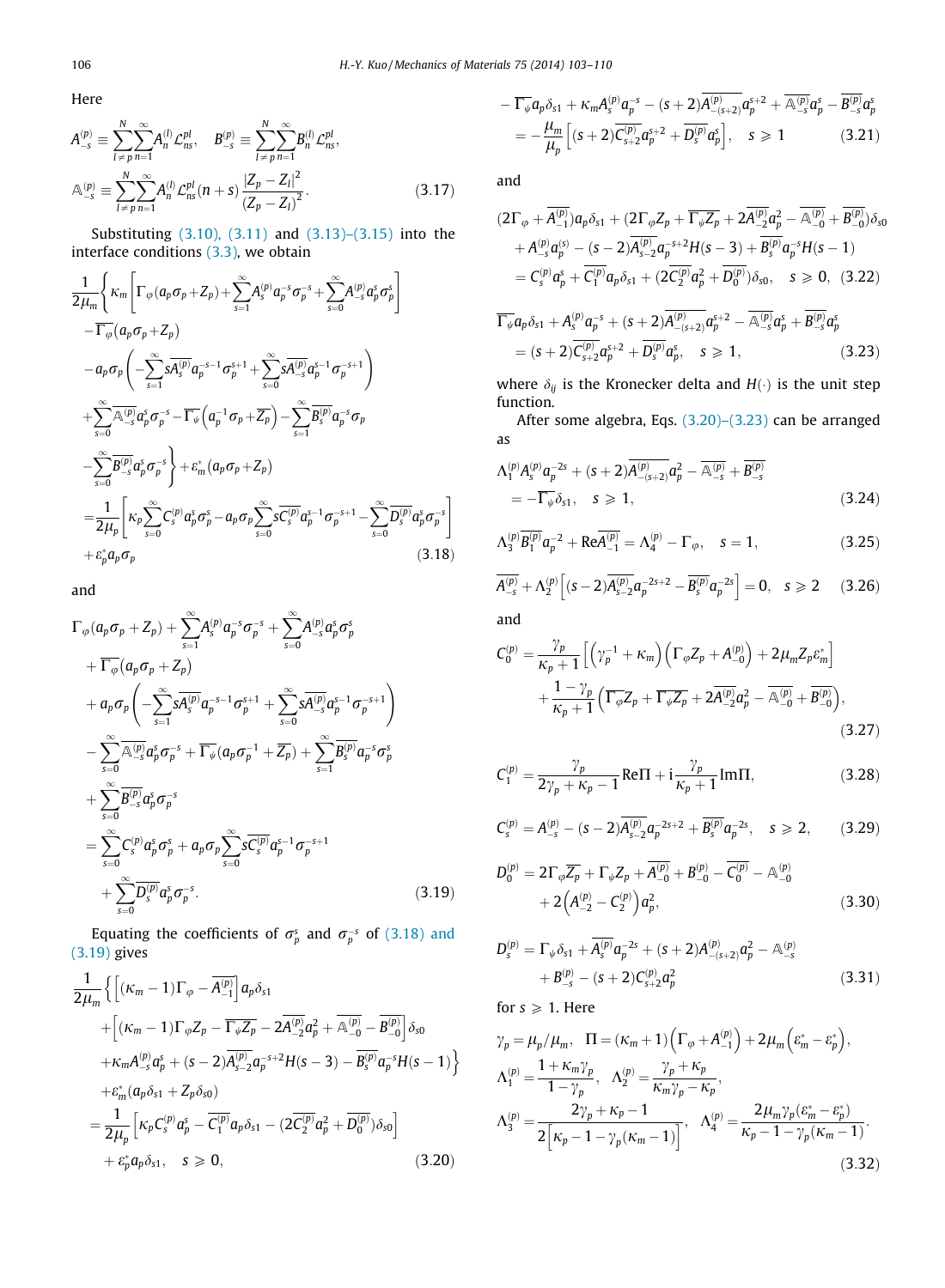Here

$$A_{-s}^{(p)} \equiv \sum_{l\neq p}^{N}\sum_{n=1}^{\infty} A_n^{(l)} \mathcal{L}_{ns}^{pl}, \quad B_{-s}^{(p)} \equiv \sum_{l\neq p}^{N}\sum_{n=1}^{\infty} B_n^{(l)} \mathcal{L}_{ns}^{pl},$$

$$\mathbb{A}_{-s}^{(p)} \equiv \sum_{l\neq p}^{N}\sum_{n=1}^{\infty} A_n^{(l)} \mathcal{L}_{ns}^{pl}(n+s)\frac{|Z_p - Z_l|^2}{(Z_p - Z_l)^2}. \tag{3.17}$$

Substituting (3.10), (3.11) and (3.13)–(3.15) into the interface conditions (3.3), we obtain

$$\begin{aligned}
&\frac{1}{2\mu_m}\Bigg\{\kappa_m\left[\Gamma_\varphi(a_p\sigma_p + Z_p) + \sum_{s=1}^{\infty} A_s^{(p)} a_p^{-s}\sigma_p^{-s} + \sum_{s=0}^{\infty} A_{-s}^{(p)} a_p^s \sigma_p^s\right] \\
&-\overline{\Gamma_\varphi}(a_p\sigma_p + Z_p) \\
&-a_p\sigma_p\left(-\sum_{s=1}^{\infty} s\overline{A_s^{(p)}} a_p^{-s-1}\sigma_p^{s+1} + \sum_{s=0}^{\infty} s\overline{A_{-s}^{(p)}} a_p^{s-1}\sigma_p^{-s+1}\right) \\
&+\sum_{s=0}^{\infty}\overline{\mathbb{A}_{-s}^{(p)}} a_p^s\sigma_p^{-s} - \overline{\Gamma_\psi}\left(a_p^{-1}\sigma_p + \overline{Z_p}\right) - \sum_{s=1}^{\infty}\overline{B_s^{(p)}} a_p^{-s}\sigma_p \\
&-\sum_{s=0}^{\infty}\overline{B_{-s}^{(p)}} a_p^s\sigma_p^{-s}\Bigg\} + \varepsilon_m^*(a_p\sigma_p + Z_p) \\
&= \frac{1}{2\mu_p}\left[\kappa_p\sum_{s=0}^{\infty} C_s^{(p)} a_p^s\sigma_p^s - a_p\sigma_p\sum_{s=0}^{\infty} s\overline{C_s^{(p)}} a_p^{s-1}\sigma_p^{-s+1} - \sum_{s=0}^{\infty}\overline{D_s^{(p)}} a_p^s\sigma_p^{-s}\right] \\
&+\varepsilon_p^* a_p\sigma_p
\end{aligned} \tag{3.18}$$

and

$$\begin{aligned}
&\Gamma_\varphi(a_p\sigma_p + Z_p) + \sum_{s=1}^{\infty} A_s^{(p)} a_p^{-s}\sigma_p^{-s} + \sum_{s=0}^{\infty} A_{-s}^{(p)} a_p^s\sigma_p^s \\
&+\overline{\Gamma_\varphi}(a_p\sigma_p + Z_p) \\
&+a_p\sigma_p\left(-\sum_{s=1}^{\infty} s\overline{A_s^{(p)}} a_p^{-s-1}\sigma_p^{s+1} + \sum_{s=0}^{\infty} s\overline{A_{-s}^{(p)}} a_p^{s-1}\sigma_p^{-s+1}\right) \\
&-\sum_{s=0}^{\infty}\overline{\mathbb{A}_{-s}^{(p)}} a_p^s\sigma_p^{-s} + \overline{\Gamma_\psi}(a_p\sigma_p^{-1} + \overline{Z_p}) + \sum_{s=1}^{\infty}\overline{B_s^{(p)}} a_p^{-s}\sigma_p^s \\
&+\sum_{s=0}^{\infty}\overline{B_{-s}^{(p)}} a_p^s\sigma_p^{-s} \\
&= \sum_{s=0}^{\infty} C_s^{(p)} a_p^s\sigma_p^s + a_p\sigma_p\sum_{s=0}^{\infty} s\overline{C_s^{(p)}} a_p^{s-1}\sigma_p^{-s+1} \\
&+\sum_{s=0}^{\infty}\overline{D_s^{(p)}} a_p^s\sigma_p^{-s}.
\end{aligned} \tag{3.19}$$

Equating the coefficients of $\sigma_p^s$ and $\sigma_p^{-s}$ of (3.18) and (3.19) gives

$$\begin{aligned}
&\frac{1}{2\mu_m}\Big\{\left[(\kappa_m - 1)\Gamma_\varphi - \overline{A_{-1}^{(p)}}\right]a_p\delta_{s1} \\
&+\left[(\kappa_m - 1)\Gamma_\varphi Z_p - \overline{\Gamma_\psi Z_p} - 2\overline{A_{-2}^{(p)}}a_p^2 + \overline{\mathbb{A}_{-0}^{(p)}} - \overline{B_{-0}^{(p)}}\right]\delta_{s0} \\
&+\kappa_m A_{-s}^{(p)} a_p^s + (s-2)\overline{A_{s-2}^{(p)}} a_p^{-s+2}H(s-3) - \overline{B_s^{(p)}} a_p^{-s}H(s-1)\Big\} \\
&+\varepsilon_m^*(a_p\delta_{s1} + Z_p\delta_{s0}) \\
&= \frac{1}{2\mu_p}\left[\kappa_p C_s^{(p)} a_p^s - \overline{C_1^{(p)}} a_p\delta_{s1} - (2\overline{C_2^{(p)}} a_p^2 + \overline{D_0^{(p)}})\delta_{s0}\right] \\
&+\varepsilon_p^* a_p\delta_{s1}, \quad s \geqslant 0,
\end{aligned} \tag{3.20}$$

$$\begin{aligned}
&-\overline{\Gamma_\psi} a_p\delta_{s1} + \kappa_m A_s^{(p)} a_p^{-s} - (s+2)\overline{A_{-(s+2)}^{(p)}} a_p^{s+2} + \overline{\mathbb{A}_{-s}^{(p)}} a_p^s - \overline{B_{-s}^{(p)}} a_p^s \\
&= -\frac{\mu_m}{\mu_p}\left[(s+2)\overline{C_{s+2}^{(p)}} a_p^{s+2} + \overline{D_s^{(p)}} a_p^s\right], \quad s \geqslant 1
\end{aligned} \tag{3.21}$$

and

$$\begin{aligned}
&(2\Gamma_\varphi + \overline{A_{-1}^{(p)}})a_p\delta_{s1} + (2\Gamma_\varphi Z_p + \overline{\Gamma_\psi Z_p} + 2\overline{A_{-2}^{(p)}}a_p^2 - \overline{\mathbb{A}_{-0}^{(p)}} + \overline{B_{-0}^{(p)}})\delta_{s0} \\
&+ A_{-s}^{(p)} a_p^{(s)} - (s-2)\overline{A_{s-2}^{(p)}} a_p^{-s+2}H(s-3) + \overline{B_s^{(p)}} a_p^{-s}H(s-1) \\
&= C_s^{(p)} a_p^s + \overline{C_1^{(p)}} a_p\delta_{s1} + (2\overline{C_2^{(p)}} a_p^2 + \overline{D_0^{(p)}})\delta_{s0}, \quad s \geqslant 0,
\end{aligned} \tag{3.22}$$

$$\begin{aligned}
&\overline{\Gamma_\psi} a_p\delta_{s1} + A_s^{(p)} a_p^{-s} + (s+2)\overline{A_{-(s+2)}^{(p)}} a_p^{s+2} - \overline{\mathbb{A}_{-s}^{(p)}} a_p^s + \overline{B_{-s}^{(p)}} a_p^s \\
&= (s+2)\overline{C_{s+2}^{(p)}} a_p^{s+2} + \overline{D_s^{(p)}} a_p^s, \quad s \geqslant 1,
\end{aligned} \tag{3.23}$$

where $\delta_{ij}$ is the Kronecker delta and $H(\cdot)$ is the unit step function.

After some algebra, Eqs. (3.20)–(3.23) can be arranged as

$$\begin{aligned}
&\Lambda_1^{(p)} A_s^{(p)} a_p^{-2s} + (s+2)\overline{A_{-(s+2)}^{(p)}} a_p^2 - \overline{\mathbb{A}_{-s}^{(p)}} + \overline{B_{-s}^{(p)}} \\
&= -\overline{\Gamma_\psi}\delta_{s1}, \quad s \geqslant 1,
\end{aligned} \tag{3.24}$$

$$\Lambda_3^{(p)} \overline{B_1^{(p)}} a_p^{-2} + \mathrm{Re}\overline{A_{-1}^{(p)}} = \Lambda_4^{(p)} - \Gamma_\varphi, \quad s = 1, \tag{3.25}$$

$$\overline{A_{-s}^{(p)}} + \Lambda_2^{(p)}\left[(s-2)A_{s-2}^{(p)} a_p^{-2s+2} - \overline{B_s^{(p)}} a_p^{-2s}\right] = 0, \quad s \geqslant 2 \tag{3.26}$$

and

$$\begin{aligned}
C_0^{(p)} &= \frac{\gamma_p}{\kappa_p + 1}\left[\left(\gamma_p^{-1} + \kappa_m\right)\left(\Gamma_\varphi Z_p + A_{-0}^{(p)}\right) + 2\mu_m Z_p\varepsilon_m^*\right] \\
&+ \frac{1 - \gamma_p}{\kappa_p + 1}\left(\overline{\Gamma_\varphi} Z_p + \overline{\Gamma_\psi Z_p} + 2\overline{A_{-2}^{(p)}} a_p^2 - \overline{\mathbb{A}_{-0}^{(p)}} + \overline{B_{-0}^{(p)}}\right),
\end{aligned} \tag{3.27}$$

$$C_1^{(p)} = \frac{\gamma_p}{2\gamma_p + \kappa_p - 1}\mathrm{Re}\Pi + \mathrm{i}\frac{\gamma_p}{\kappa_p + 1}\mathrm{Im}\Pi, \tag{3.28}$$

$$C_s^{(p)} = A_{-s}^{(p)} - (s-2)\overline{A_{s-2}^{(p)}} a_p^{-2s+2} + \overline{B_s^{(p)}} a_p^{-2s}, \quad s \geqslant 2, \tag{3.29}$$

$$\begin{aligned}
D_0^{(p)} &= 2\Gamma_\varphi \overline{Z_p} + \Gamma_\psi Z_p + \overline{A_{-0}^{(p)}} + B_{-0}^{(p)} - \overline{C_0^{(p)}} - \mathbb{A}_{-0}^{(p)} \\
&+ 2\left(A_{-2}^{(p)} - C_2^{(p)}\right)a_p^2,
\end{aligned} \tag{3.30}$$

$$\begin{aligned}
D_s^{(p)} &= \Gamma_\psi\delta_{s1} + \overline{A_s^{(p)}} a_p^{-2s} + (s+2)A_{-(s+2)}^{(p)} a_p^2 - \mathbb{A}_{-s}^{(p)} \\
&+ B_{-s}^{(p)} - (s+2)C_{s+2}^{(p)} a_p^2
\end{aligned} \tag{3.31}$$

for $s \geqslant 1$. Here

$$\begin{aligned}
&\gamma_p = \mu_p/\mu_m, \quad \Pi = (\kappa_m + 1)\left(\Gamma_\varphi + A_{-1}^{(p)}\right) + 2\mu_m\left(\varepsilon_m^* - \varepsilon_p^*\right), \\
&\Lambda_1^{(p)} = \frac{1 + \kappa_m\gamma_p}{1 - \gamma_p}, \quad \Lambda_2^{(p)} = \frac{\gamma_p + \kappa_p}{\kappa_m\gamma_p - \kappa_p}, \\
&\Lambda_3^{(p)} = \frac{2\gamma_p + \kappa_p - 1}{2\left[\kappa_p - 1 - \gamma_p(\kappa_m - 1)\right]}, \quad \Lambda_4^{(p)} = \frac{2\mu_m\gamma_p(\varepsilon_m^* - \varepsilon_p^*)}{\kappa_p - 1 - \gamma_p(\kappa_m - 1)}.
\end{aligned} \tag{3.32}$$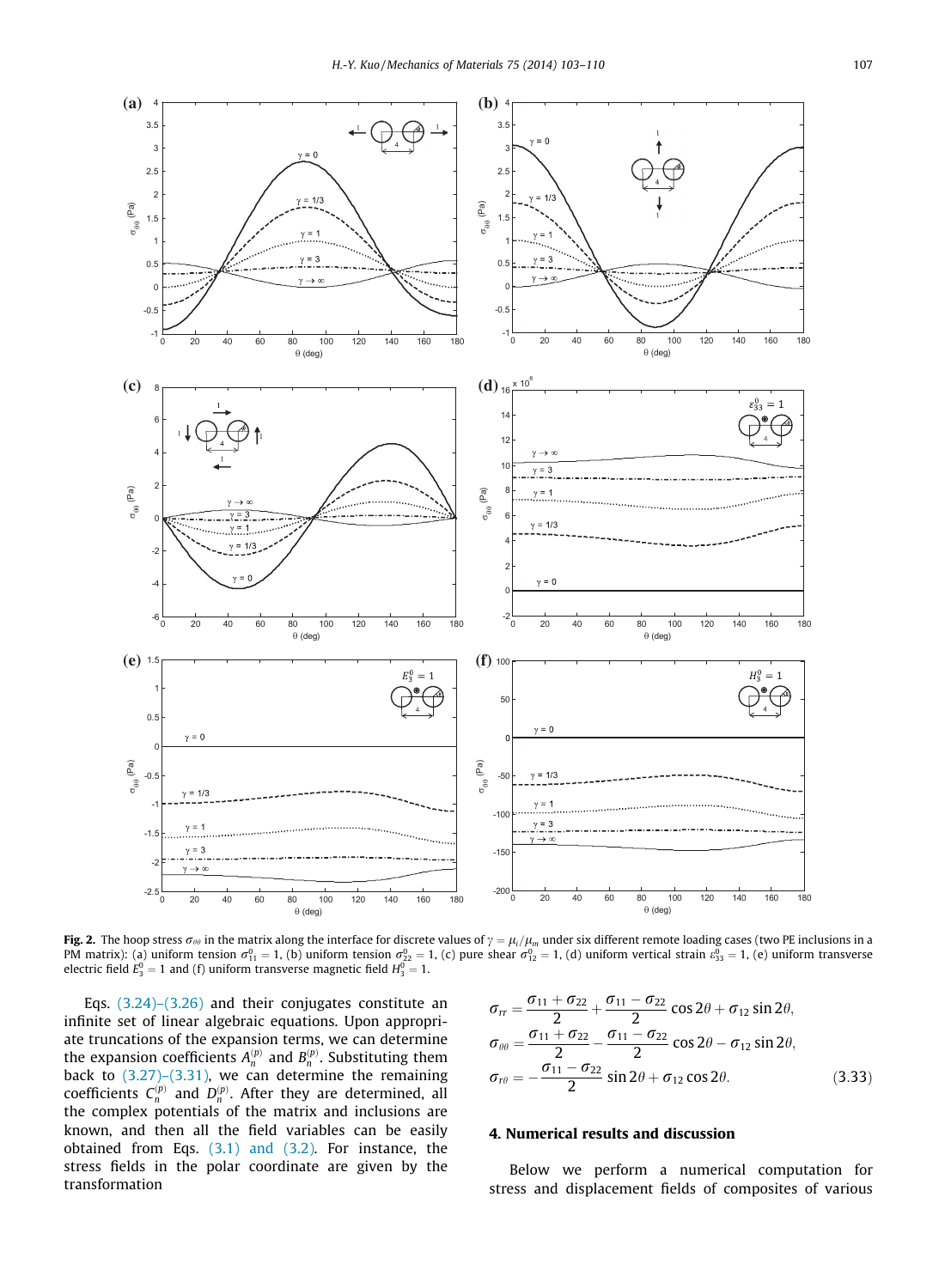**Fig. 2.** The hoop stress $\sigma_{\theta\theta}$ in the matrix along the interface for discrete values of $\gamma = \mu_i/\mu_m$ under six different remote loading cases (two PE inclusions in a PM matrix): (a) uniform tension $\sigma_{11}^0 = 1$, (b) uniform tension $\sigma_{22}^0 = 1$, (c) pure shear $\sigma_{12}^0 = 1$, (d) uniform vertical strain $\varepsilon_{33}^0 = 1$, (e) uniform transverse electric field $E_3^0 = 1$ and (f) uniform transverse magnetic field $H_3^0 = 1$.

Eqs. (3.24)–(3.26) and their conjugates constitute an infinite set of linear algebraic equations. Upon appropriate truncations of the expansion terms, we can determine the expansion coefficients $A_n^{(p)}$ and $B_n^{(p)}$. Substituting them back to (3.27)–(3.31), we can determine the remaining coefficients $C_n^{(p)}$ and $D_n^{(p)}$. After they are determined, all the complex potentials of the matrix and inclusions are known, and then all the field variables can be easily obtained from Eqs. (3.1) and (3.2). For instance, the stress fields in the polar coordinate are given by the transformation

$$
\begin{aligned}
\sigma_{rr} &= \frac{\sigma_{11}+\sigma_{22}}{2} + \frac{\sigma_{11}-\sigma_{22}}{2}\cos 2\theta + \sigma_{12}\sin 2\theta, \\
\sigma_{\theta\theta} &= \frac{\sigma_{11}+\sigma_{22}}{2} - \frac{\sigma_{11}-\sigma_{22}}{2}\cos 2\theta - \sigma_{12}\sin 2\theta, \\
\sigma_{r\theta} &= -\frac{\sigma_{11}-\sigma_{22}}{2}\sin 2\theta + \sigma_{12}\cos 2\theta.
\end{aligned} \tag{3.33}
$$

## 4. Numerical results and discussion

Below we perform a numerical computation for stress and displacement fields of composites of various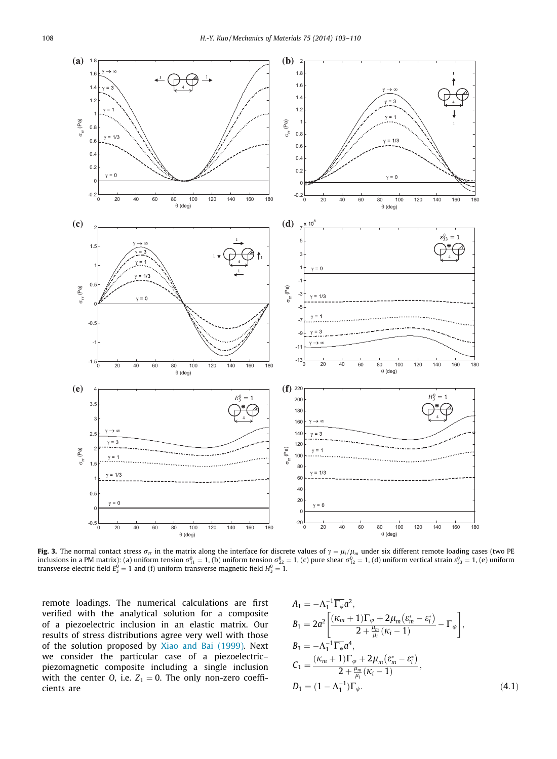**Fig. 3.** The normal contact stress $\sigma_{rr}$ in the matrix along the interface for discrete values of $\gamma = \mu_i/\mu_m$ under six different remote loading cases (two PE inclusions in a PM matrix): (a) uniform tension $\sigma_{11}^0 = 1$, (b) uniform tension $\sigma_{22}^0 = 1$, (c) pure shear $\sigma_{12}^0 = 1$, (d) uniform vertical strain $\varepsilon_{33}^0 = 1$, (e) uniform transverse electric field $E_3^0 = 1$ and (f) uniform transverse magnetic field $H_3^0 = 1$.

remote loadings. The numerical calculations are first verified with the analytical solution for a composite of a piezoelectric inclusion in an elastic matrix. Our results of stress distributions agree very well with those of the solution proposed by Xiao and Bai (1999). Next we consider the particular case of a piezoelectric–piezomagnetic composite including a single inclusion with the center $O$, i.e. $Z_1 = 0$. The only non-zero coefficients are

$$
\begin{aligned}
A_1 &= -\Lambda_1^{-1}\overline{\Gamma_\psi}a^2, \\
B_1 &= 2a^2\left[\frac{(\kappa_m+1)\Gamma_\varphi + 2\mu_m\left(\varepsilon_m^* - \varepsilon_i^*\right)}{2 + \frac{\mu_m}{\mu_i}(\kappa_i - 1)} - \Gamma_\varphi\right], \\
B_3 &= -\Lambda_1^{-1}\overline{\Gamma_\psi}a^4, \\
C_1 &= \frac{(\kappa_m+1)\Gamma_\varphi + 2\mu_m\left(\varepsilon_m^* - \varepsilon_i^*\right)}{2 + \frac{\mu_m}{\mu_i}(\kappa_i - 1)}, \\
D_1 &= (1 - \Lambda_1^{-1})\Gamma_\psi.
\end{aligned} \tag{4.1}
$$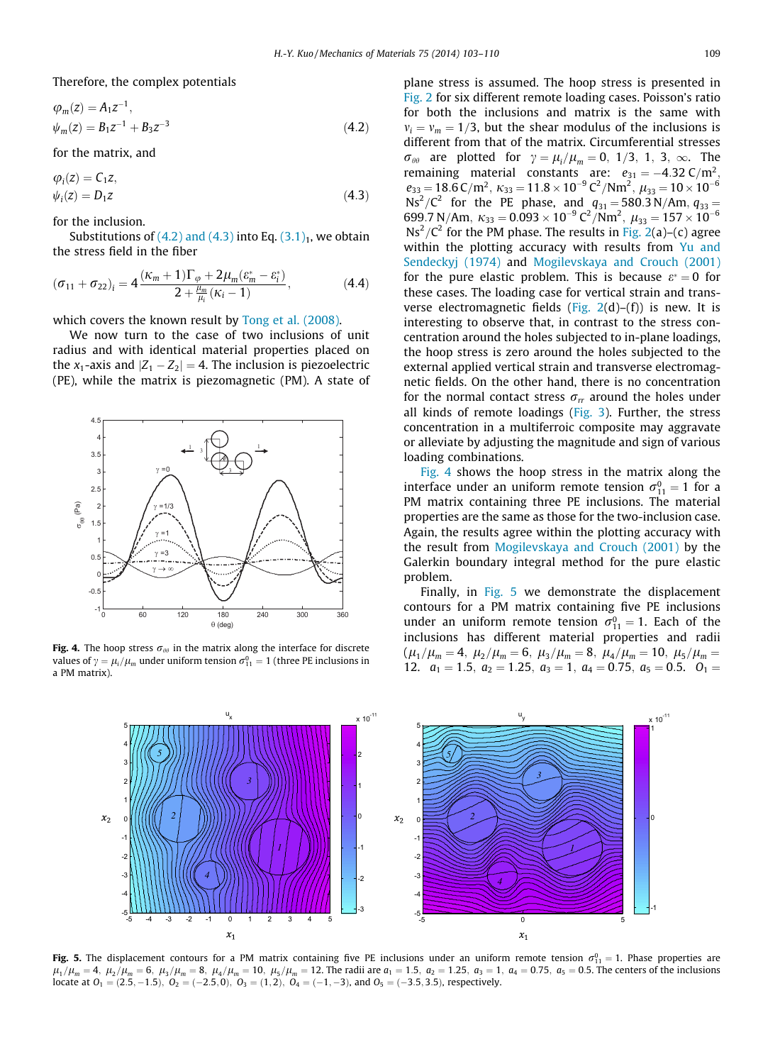Therefore, the complex potentials

$$\varphi_m(z) = A_1 z^{-1},$$
$$\psi_m(z) = B_1 z^{-1} + B_3 z^{-3} \tag{4.2}$$

for the matrix, and

$$\varphi_i(z) = C_1 z,$$
$$\psi_i(z) = D_1 z \tag{4.3}$$

for the inclusion.

Substitutions of (4.2) and (4.3) into Eq. $(3.1)_1$, we obtain the stress field in the fiber

$$(\sigma_{11} + \sigma_{22})_i = 4\frac{(\kappa_m + 1)\Gamma_\varphi + 2\mu_m(\varepsilon_m^* - \varepsilon_i^*)}{2 + \frac{\mu_m}{\mu_i}(\kappa_i - 1)}, \tag{4.4}$$

which covers the known result by Tong et al. (2008).

We now turn to the case of two inclusions of unit radius and with identical material properties placed on the $x_1$-axis and $|Z_1 - Z_2| = 4$. The inclusion is piezoelectric (PE), while the matrix is piezomagnetic (PM). A state of plane stress is assumed. The hoop stress is presented in Fig. 2 for six different remote loading cases. Poisson's ratio for both the inclusions and matrix is the same with $\nu_i = \nu_m = 1/3$, but the shear modulus of the inclusions is different from that of the matrix. Circumferential stresses $\sigma_{\theta\theta}$ are plotted for $\gamma = \mu_i/\mu_m = 0,\ 1/3,\ 1,\ 3,\ \infty$. The remaining material constants are: $e_{31} = -4.32\ \mathrm{C/m^2}$, $e_{33} = 18.6\ \mathrm{C/m^2}$, $\kappa_{33} = 11.8 \times 10^{-9}\ \mathrm{C^2/Nm^2}$, $\mu_{33} = 10 \times 10^{-6}\ \mathrm{Ns^2/C^2}$ for the PE phase, and $q_{31} = 580.3\ \mathrm{N/Am}$, $q_{33} = 699.7\ \mathrm{N/Am}$, $\kappa_{33} = 0.093 \times 10^{-9}\ \mathrm{C^2/Nm^2}$, $\mu_{33} = 157 \times 10^{-6}\ \mathrm{Ns^2/C^2}$ for the PM phase. The results in Fig. 2(a)–(c) agree within the plotting accuracy with results from Yu and Sendeckyj (1974) and Mogilevskaya and Crouch (2001) for the pure elastic problem. This is because $\varepsilon^* = 0$ for these cases. The loading case for vertical strain and transverse electromagnetic fields (Fig. 2(d)–(f)) is new. It is interesting to observe that, in contrast to the stress concentration around the holes subjected to in-plane loadings, the hoop stress is zero around the holes subjected to the external applied vertical strain and transverse electromagnetic fields. On the other hand, there is no concentration for the normal contact stress $\sigma_{rr}$ around the holes under all kinds of remote loadings (Fig. 3). Further, the stress concentration in a multiferroic composite may aggravate or alleviate by adjusting the magnitude and sign of various loading combinations.

Fig. 4 shows the hoop stress in the matrix along the interface under an uniform remote tension $\sigma_{11}^0 = 1$ for a PM matrix containing three PE inclusions. The material properties are the same as those for the two-inclusion case. Again, the results agree within the plotting accuracy with the result from Mogilevskaya and Crouch (2001) by the Galerkin boundary integral method for the pure elastic problem.

Finally, in Fig. 5 we demonstrate the displacement contours for a PM matrix containing five PE inclusions under an uniform remote tension $\sigma_{11}^0 = 1$. Each of the inclusions has different material properties and radii ($\mu_1/\mu_m = 4,\ \mu_2/\mu_m = 6,\ \mu_3/\mu_m = 8,\ \mu_4/\mu_m = 10,\ \mu_5/\mu_m = 12.\ \ a_1 = 1.5,\ a_2 = 1.25,\ a_3 = 1,\ a_4 = 0.75,\ a_5 = 0.5.\ \ O_1 =$

**Fig. 4.** The hoop stress $\sigma_{\theta\theta}$ in the matrix along the interface for discrete values of $\gamma = \mu_i/\mu_m$ under uniform tension $\sigma_{11}^0 = 1$ (three PE inclusions in a PM matrix).

**Fig. 5.** The displacement contours for a PM matrix containing five PE inclusions under an uniform remote tension $\sigma_{11}^0 = 1$. Phase properties are $\mu_1/\mu_m = 4,\ \mu_2/\mu_m = 6,\ \mu_3/\mu_m = 8,\ \mu_4/\mu_m = 10,\ \mu_5/\mu_m = 12$. The radii are $a_1 = 1.5,\ a_2 = 1.25,\ a_3 = 1,\ a_4 = 0.75,\ a_5 = 0.5$. The centers of the inclusions locate at $O_1 = (2.5, -1.5),\ O_2 = (-2.5, 0),\ O_3 = (1, 2),\ O_4 = (-1, -3)$, and $O_5 = (-3.5, 3.5)$, respectively.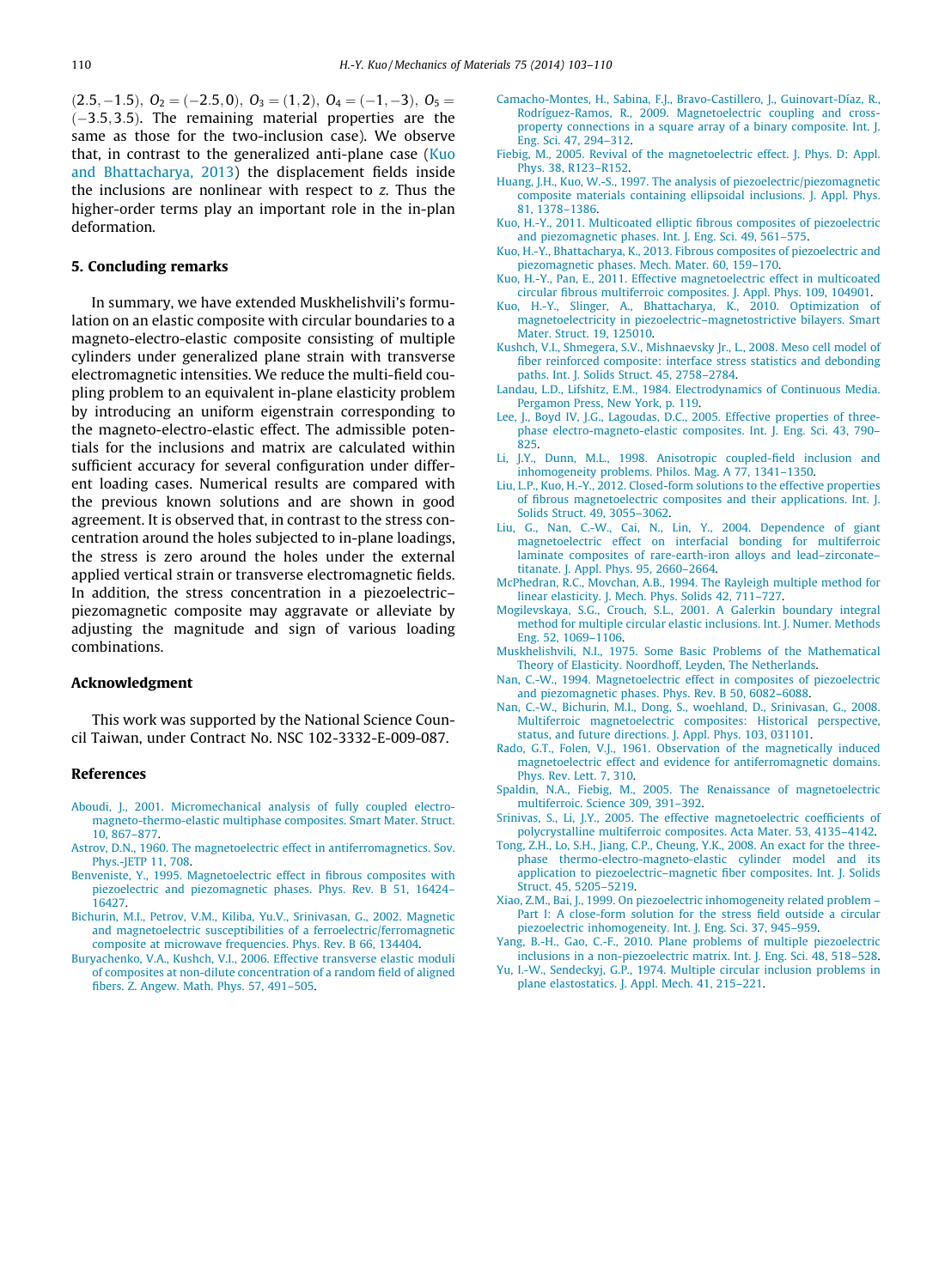$(2.5, -1.5)$, $O_2 = (-2.5, 0)$, $O_3 = (1, 2)$, $O_4 = (-1, -3)$, $O_5 = (-3.5, 3.5)$. The remaining material properties are the same as those for the two-inclusion case). We observe that, in contrast to the generalized anti-plane case (Kuo and Bhattacharya, 2013) the displacement fields inside the inclusions are nonlinear with respect to $z$. Thus the higher-order terms play an important role in the in-plan deformation.

## 5. Concluding remarks

In summary, we have extended Muskhelishvili's formulation on an elastic composite with circular boundaries to a magneto-electro-elastic composite consisting of multiple cylinders under generalized plane strain with transverse electromagnetic intensities. We reduce the multi-field coupling problem to an equivalent in-plane elasticity problem by introducing an uniform eigenstrain corresponding to the magneto-electro-elastic effect. The admissible potentials for the inclusions and matrix are calculated within sufficient accuracy for several configuration under different loading cases. Numerical results are compared with the previous known solutions and are shown in good agreement. It is observed that, in contrast to the stress concentration around the holes subjected to in-plane loadings, the stress is zero around the holes under the external applied vertical strain or transverse electromagnetic fields. In addition, the stress concentration in a piezoelectric–piezomagnetic composite may aggravate or alleviate by adjusting the magnitude and sign of various loading combinations.

## Acknowledgment

This work was supported by the National Science Council Taiwan, under Contract No. NSC 102-3332-E-009-087.

## References

Aboudi, J., 2001. Micromechanical analysis of fully coupled electro-magneto-thermo-elastic multiphase composites. Smart Mater. Struct. 10, 867–877.

Astrov, D.N., 1960. The magnetoelectric effect in antiferromagnetics. Sov. Phys.-JETP 11, 708.

Benveniste, Y., 1995. Magnetoelectric effect in fibrous composites with piezoelectric and piezomagnetic phases. Phys. Rev. B 51, 16424–16427.

Bichurin, M.I., Petrov, V.M., Kiliba, Yu.V., Srinivasan, G., 2002. Magnetic and magnetoelectric susceptibilities of a ferroelectric/ferromagnetic composite at microwave frequencies. Phys. Rev. B 66, 134404.

Buryachenko, V.A., Kushch, V.I., 2006. Effective transverse elastic moduli of composites at non-dilute concentration of a random field of aligned fibers. Z. Angew. Math. Phys. 57, 491–505.

Camacho-Montes, H., Sabina, F.J., Bravo-Castillero, J., Guinovart-Díaz, R., Rodríguez-Ramos, R., 2009. Magnetoelectric coupling and cross-property connections in a square array of a binary composite. Int. J. Eng. Sci. 47, 294–312.

Fiebig, M., 2005. Revival of the magnetoelectric effect. J. Phys. D: Appl. Phys. 38, R123–R152.

Huang, J.H., Kuo, W.-S., 1997. The analysis of piezoelectric/piezomagnetic composite materials containing ellipsoidal inclusions. J. Appl. Phys. 81, 1378–1386.

Kuo, H.-Y., 2011. Multicoated elliptic fibrous composites of piezoelectric and piezomagnetic phases. Int. J. Eng. Sci. 49, 561–575.

Kuo, H.-Y., Bhattacharya, K., 2013. Fibrous composites of piezoelectric and piezomagnetic phases. Mech. Mater. 60, 159–170.

Kuo, H.-Y., Pan, E., 2011. Effective magnetoelectric effect in multicoated circular fibrous multiferroic composites. J. Appl. Phys. 109, 104901.

Kuo, H.-Y., Slinger, A., Bhattacharya, K., 2010. Optimization of magnetoelectricity in piezoelectric–magnetostrictive bilayers. Smart Mater. Struct. 19, 125010.

Kushch, V.I., Shmegera, S.V., Mishnaevsky Jr., L., 2008. Meso cell model of fiber reinforced composite: interface stress statistics and debonding paths. Int. J. Solids Struct. 45, 2758–2784.

Landau, L.D., Lifshitz, E.M., 1984. Electrodynamics of Continuous Media. Pergamon Press, New York, p. 119.

Lee, J., Boyd IV, J.G., Lagoudas, D.C., 2005. Effective properties of three-phase electro-magneto-elastic composites. Int. J. Eng. Sci. 43, 790–825.

Li, J.Y., Dunn, M.L., 1998. Anisotropic coupled-field inclusion and inhomogeneity problems. Philos. Mag. A 77, 1341–1350.

Liu, L.P., Kuo, H.-Y., 2012. Closed-form solutions to the effective properties of fibrous magnetoelectric composites and their applications. Int. J. Solids Struct. 49, 3055–3062.

Liu, G., Nan, C.-W., Cai, N., Lin, Y., 2004. Dependence of giant magnetoelectric effect on interfacial bonding for multiferroic laminate composites of rare-earth-iron alloys and lead–zirconate–titanate. J. Appl. Phys. 95, 2660–2664.

McPhedran, R.C., Movchan, A.B., 1994. The Rayleigh multipole method for linear elasticity. J. Mech. Phys. Solids 42, 711–727.

Mogilevskaya, S.G., Crouch, S.L., 2001. A Galerkin boundary integral method for multiple circular elastic inclusions. Int. J. Numer. Methods Eng. 52, 1069–1106.

Muskhelishvili, N.I., 1975. Some Basic Problems of the Mathematical Theory of Elasticity. Noordhoff, Leyden, The Netherlands.

Nan, C.-W., 1994. Magnetoelectric effect in composites of piezoelectric and piezomagnetic phases. Phys. Rev. B 50, 6082–6088.

Nan, C.-W., Bichurin, M.I., Dong, S., woehland, D., Srinivasan, G., 2008. Multiferroic magnetoelectric composites: Historical perspective, status, and future directions. J. Appl. Phys. 103, 031101.

Rado, G.T., Folen, V.J., 1961. Observation of the magnetically induced magnetoelectric effect and evidence for antiferromagnetic domains. Phys. Rev. Lett. 7, 310.

Spaldin, N.A., Fiebig, M., 2005. The Renaissance of magnetoelectric multiferroic. Science 309, 391–392.

Srinivas, S., Li, J.Y., 2005. The effective magnetoelectric coefficients of polycrystalline multiferroic composites. Acta Mater. 53, 4135–4142.

Tong, Z.H., Lo, S.H., Jiang, C.P., Cheung, Y.K., 2008. An exact for the three-phase thermo-electro-magneto-elastic cylinder model and its application to piezoelectric–magnetic fiber composites. Int. J. Solids Struct. 45, 5205–5219.

Xiao, Z.M., Bai, J., 1999. On piezoelectric inhomogeneity related problem – Part I: A close-form solution for the stress field outside a circular piezoelectric inhomogeneity. Int. J. Eng. Sci. 37, 945–959.

Yang, B.-H., Gao, C.-F., 2010. Plane problems of multiple piezoelectric inclusions in a non-piezoelectric matrix. Int. J. Eng. Sci. 48, 518–528.

Yu, I.-W., Sendeckyj, G.P., 1974. Multiple circular inclusion problems in plane elastostatics. J. Appl. Mech. 41, 215–221.